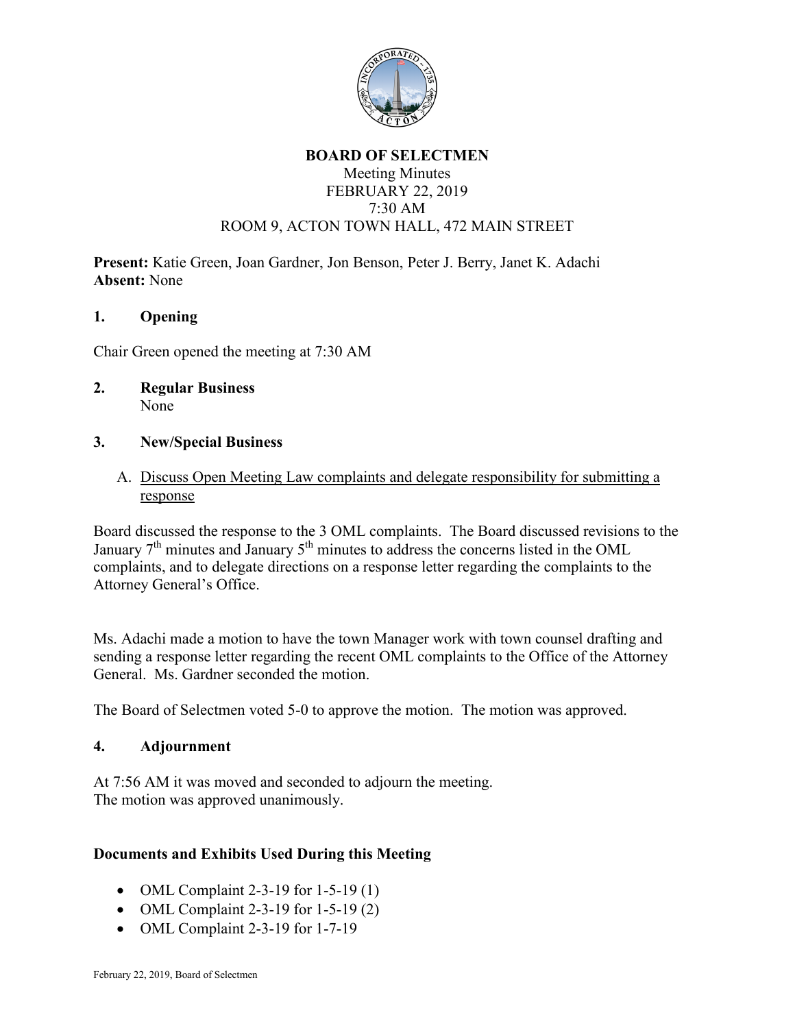# BOARD OF SELECTMEN

Meeting Minutes
FEBRUARY 22, 2019
7:30 AM
ROOM 9, ACTON TOWN HALL, 472 MAIN STREET

**Present:** Katie Green, Joan Gardner, Jon Benson, Peter J. Berry, Janet K. Adachi
**Absent:** None

## 1. Opening

Chair Green opened the meeting at 7:30 AM

## 2. Regular Business

None

## 3. New/Special Business

A. Discuss Open Meeting Law complaints and delegate responsibility for submitting a response

Board discussed the response to the 3 OML complaints. The Board discussed revisions to the January 7th minutes and January 5th minutes to address the concerns listed in the OML complaints, and to delegate directions on a response letter regarding the complaints to the Attorney General's Office.

Ms. Adachi made a motion to have the town Manager work with town counsel drafting and sending a response letter regarding the recent OML complaints to the Office of the Attorney General. Ms. Gardner seconded the motion.

The Board of Selectmen voted 5-0 to approve the motion. The motion was approved.

## 4. Adjournment

At 7:56 AM it was moved and seconded to adjourn the meeting.
The motion was approved unanimously.

### Documents and Exhibits Used During this Meeting

- OML Complaint 2-3-19 for 1-5-19 (1)
- OML Complaint 2-3-19 for 1-5-19 (2)
- OML Complaint 2-3-19 for 1-7-19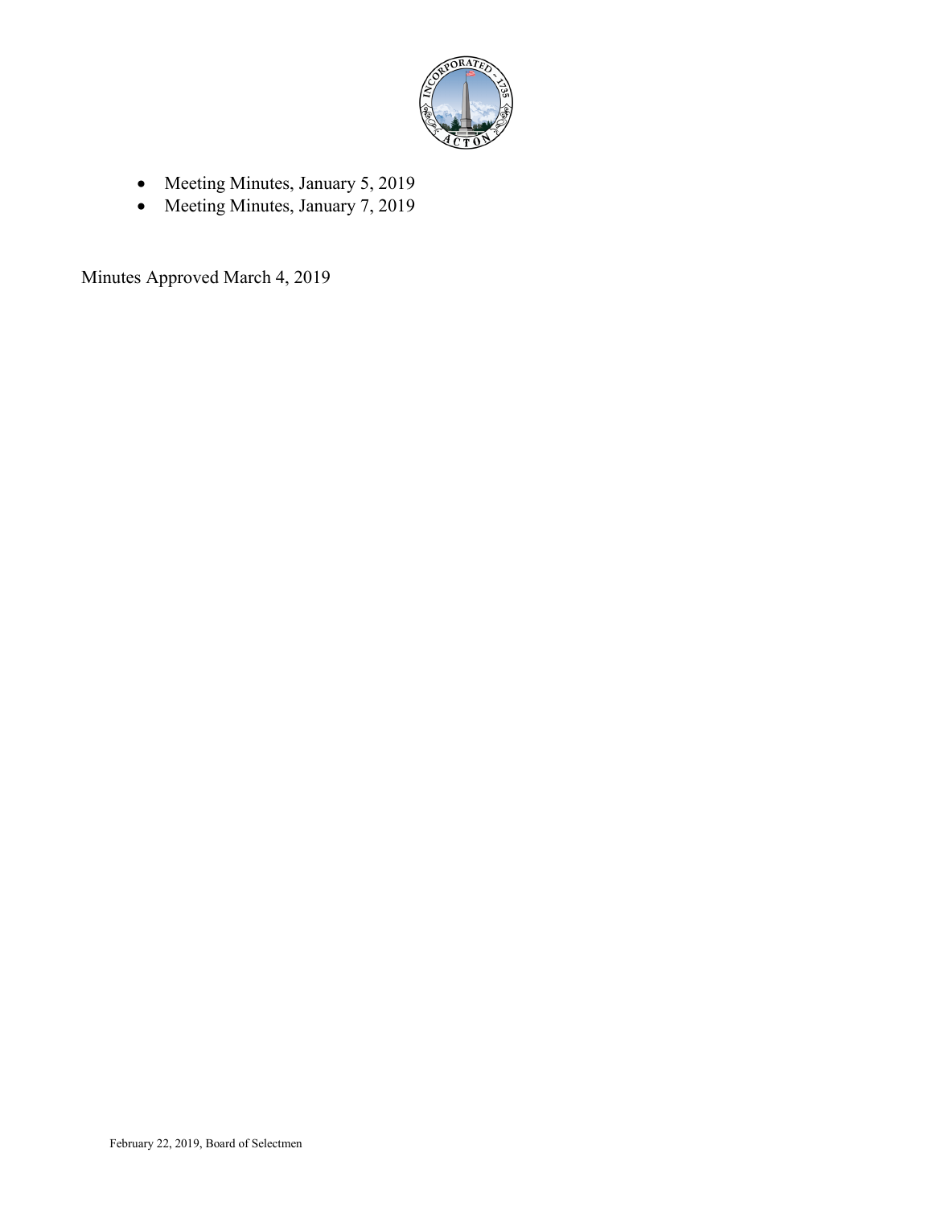- Meeting Minutes, January 5, 2019
- Meeting Minutes, January 7, 2019

Minutes Approved March 4, 2019